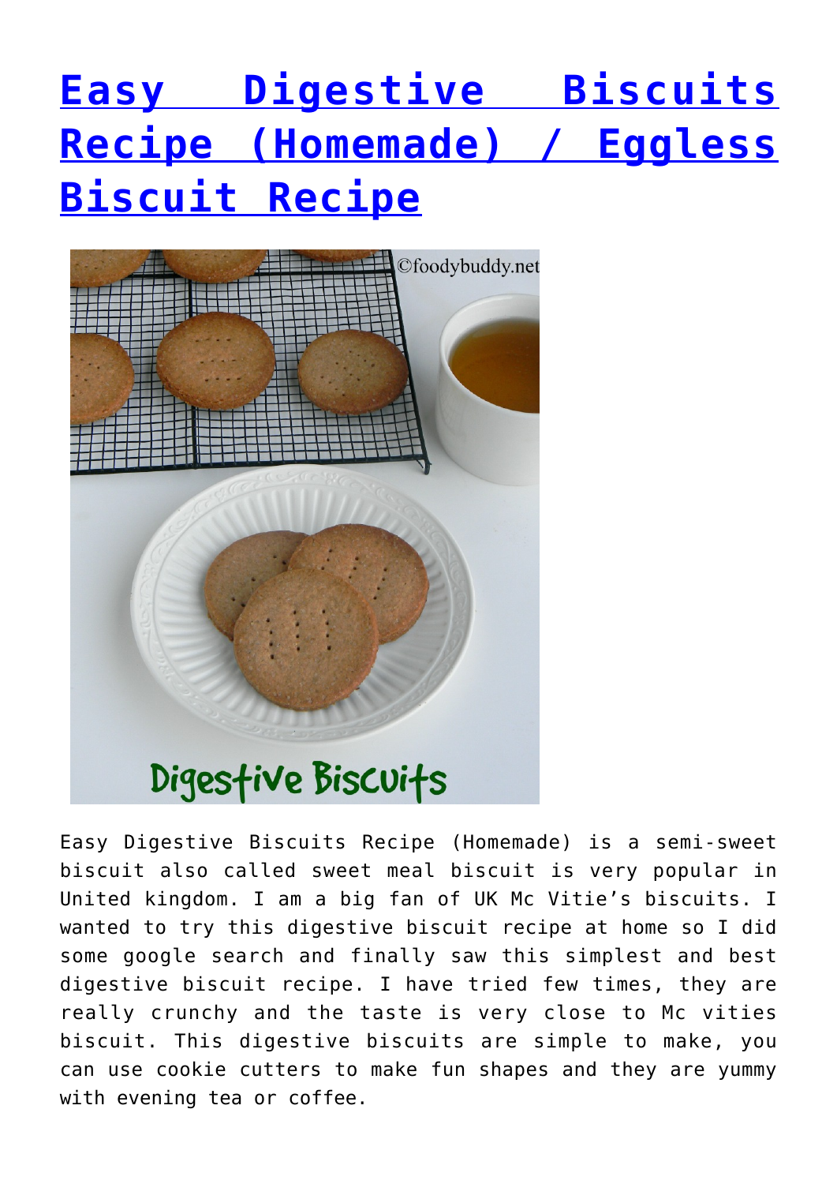# [Easy Digestive Biscuits Recipe (Homemade) / Eggless Biscuit Recipe]()

Easy Digestive Biscuits Recipe (Homemade) is a semi-sweet biscuit also called sweet meal biscuit is very popular in United kingdom. I am a big fan of UK Mc Vitie's biscuits. I wanted to try this digestive biscuit recipe at home so I did some google search and finally saw this simplest and best digestive biscuit recipe. I have tried few times, they are really crunchy and the taste is very close to Mc vities biscuit. This digestive biscuits are simple to make, you can use cookie cutters to make fun shapes and they are yummy with evening tea or coffee.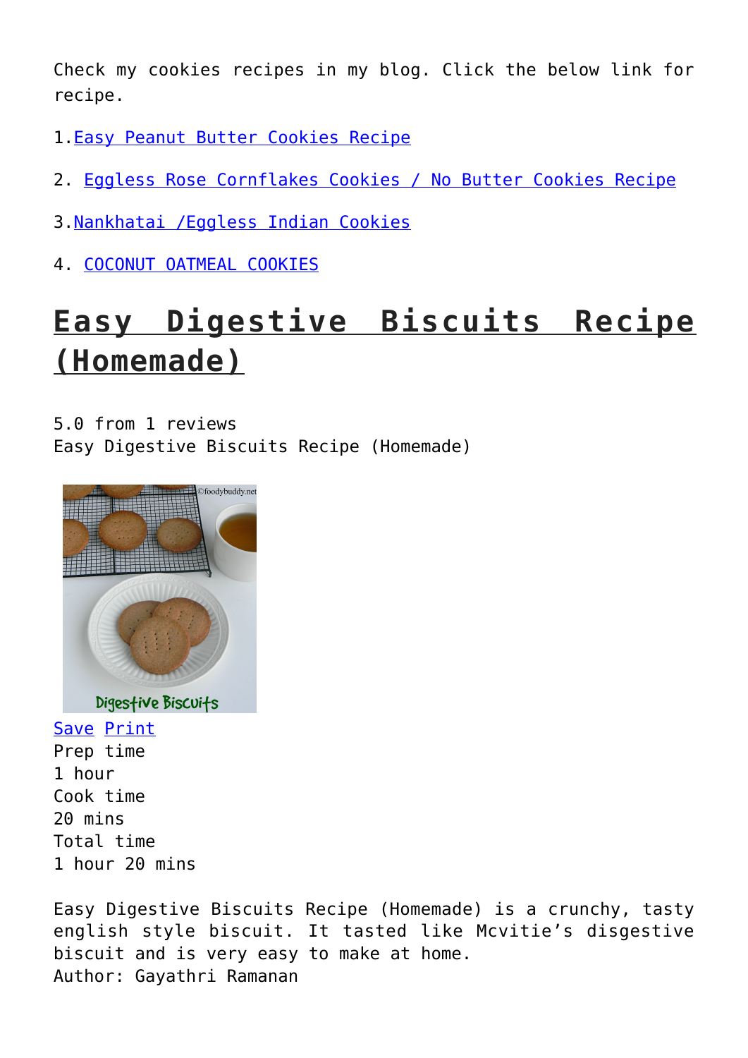Check my cookies recipes in my blog. Click the below link for recipe.

1. Easy Peanut Butter Cookies Recipe

2. Eggless Rose Cornflakes Cookies / No Butter Cookies Recipe

3. Nankhatai /Eggless Indian Cookies

4. COCONUT OATMEAL COOKIES

## Easy Digestive Biscuits Recipe (Homemade)

5.0 from 1 reviews
Easy Digestive Biscuits Recipe (Homemade)

Save Print
Prep time
1 hour
Cook time
20 mins
Total time
1 hour 20 mins

Easy Digestive Biscuits Recipe (Homemade) is a crunchy, tasty english style biscuit. It tasted like Mcvitie's disgestive biscuit and is very easy to make at home.
Author: Gayathri Ramanan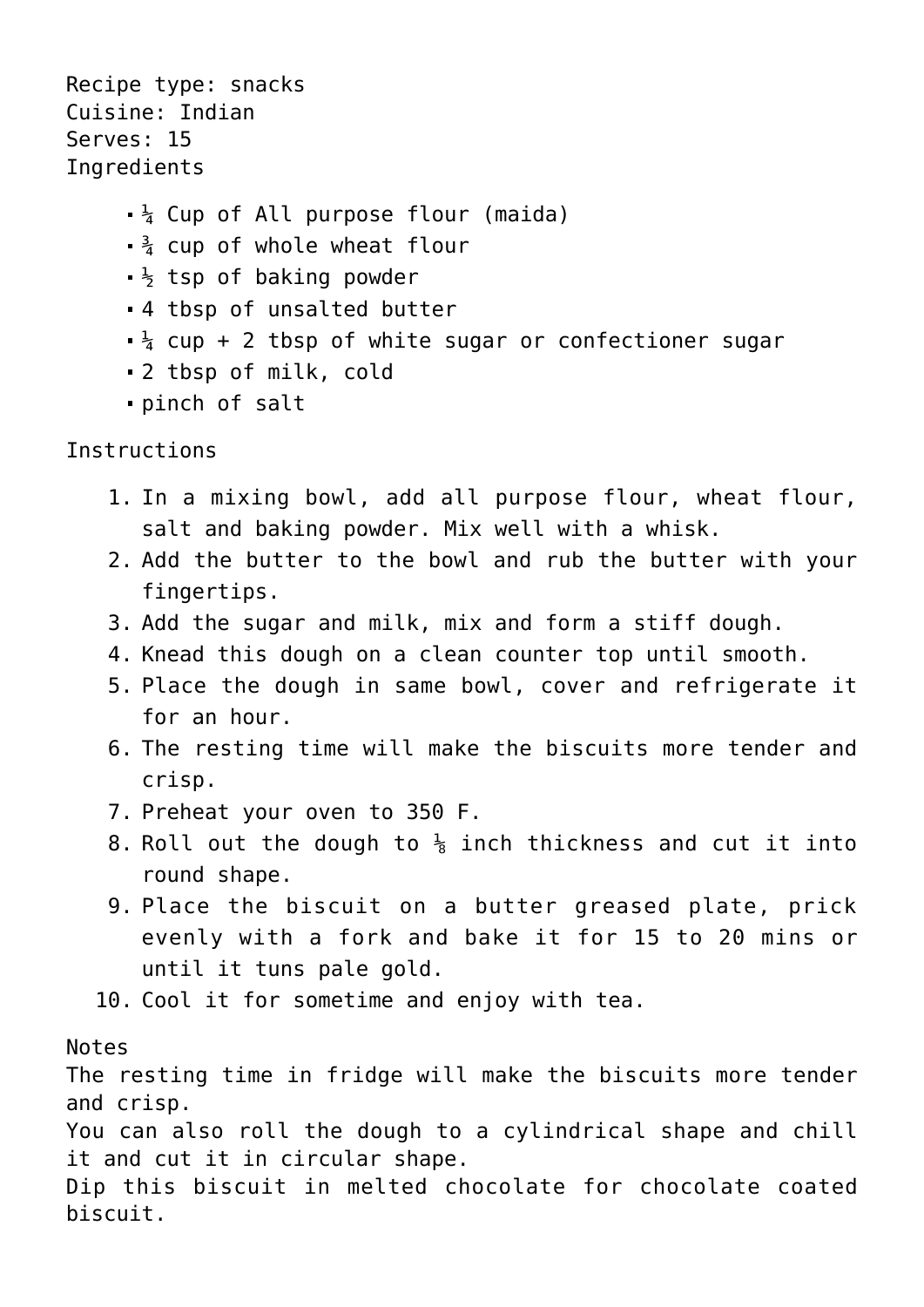Recipe type: snacks
Cuisine: Indian
Serves: 15

Ingredients

- ¼ Cup of All purpose flour (maida)
- ¾ cup of whole wheat flour
- ½ tsp of baking powder
- 4 tbsp of unsalted butter
- ¼ cup + 2 tbsp of white sugar or confectioner sugar
- 2 tbsp of milk, cold
- pinch of salt

Instructions

1. In a mixing bowl, add all purpose flour, wheat flour, salt and baking powder. Mix well with a whisk.
2. Add the butter to the bowl and rub the butter with your fingertips.
3. Add the sugar and milk, mix and form a stiff dough.
4. Knead this dough on a clean counter top until smooth.
5. Place the dough in same bowl, cover and refrigerate it for an hour.
6. The resting time will make the biscuits more tender and crisp.
7. Preheat your oven to 350 F.
8. Roll out the dough to ⅛ inch thickness and cut it into round shape.
9. Place the biscuit on a butter greased plate, prick evenly with a fork and bake it for 15 to 20 mins or until it tuns pale gold.
10. Cool it for sometime and enjoy with tea.

Notes

The resting time in fridge will make the biscuits more tender and crisp.
You can also roll the dough to a cylindrical shape and chill it and cut it in circular shape.
Dip this biscuit in melted chocolate for chocolate coated biscuit.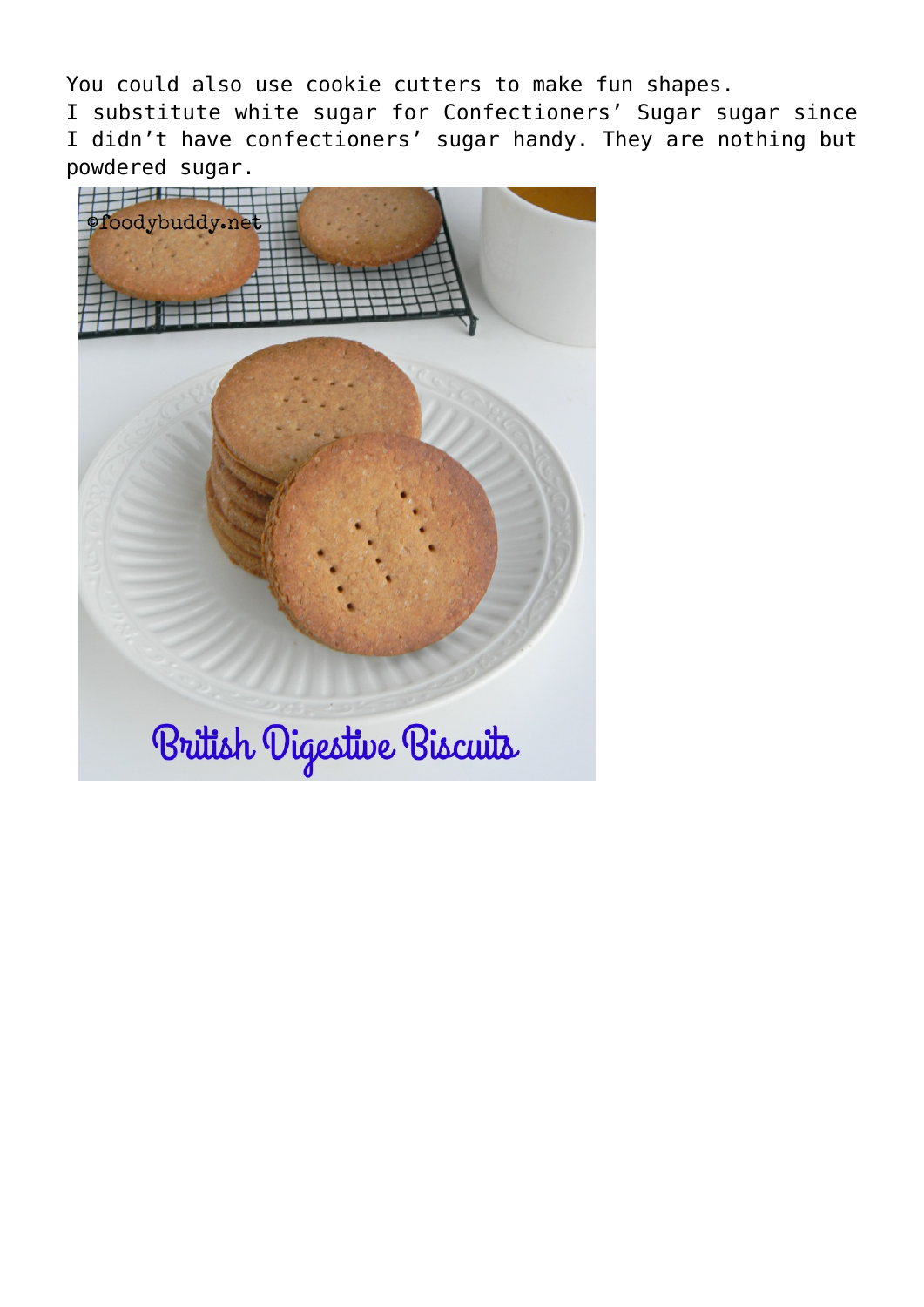You could also use cookie cutters to make fun shapes.
I substitute white sugar for Confectioners' Sugar sugar since I didn't have confectioners' sugar handy. They are nothing but powdered sugar.